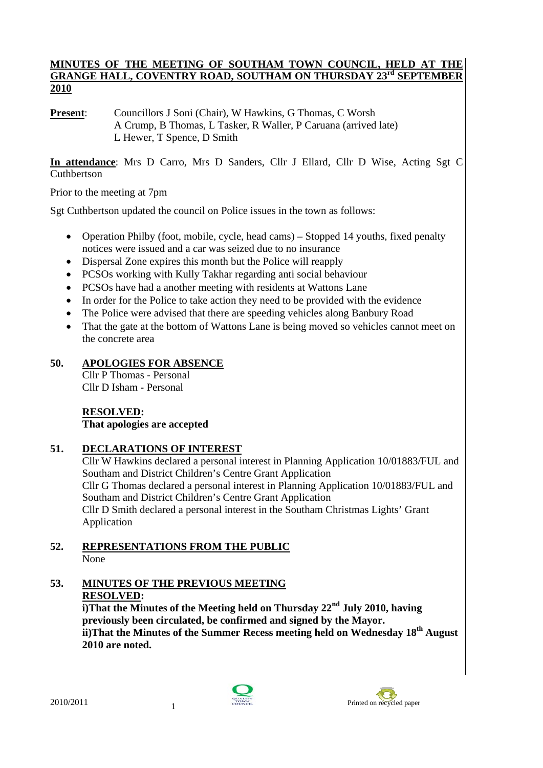**MINUTES OF THE MEETING OF SOUTHAM TOWN COUNCIL, HELD AT THE GRANGE HALL, COVENTRY ROAD, SOUTHAM ON THURSDAY 23rd SEPTEMBER 2010**

**Present**: Councillors J Soni (Chair), W Hawkins, G Thomas, C Worsh
A Crump, B Thomas, L Tasker, R Waller, P Caruana (arrived late)
L Hewer, T Spence, D Smith

**In attendance**: Mrs D Carro, Mrs D Sanders, Cllr J Ellard, Cllr D Wise, Acting Sgt C Cuthbertson

Prior to the meeting at 7pm

Sgt Cuthbertson updated the council on Police issues in the town as follows:

- Operation Philby (foot, mobile, cycle, head cams) – Stopped 14 youths, fixed penalty notices were issued and a car was seized due to no insurance
- Dispersal Zone expires this month but the Police will reapply
- PCSOs working with Kully Takhar regarding anti social behaviour
- PCSOs have had a another meeting with residents at Wattons Lane
- In order for the Police to take action they need to be provided with the evidence
- The Police were advised that there are speeding vehicles along Banbury Road
- That the gate at the bottom of Wattons Lane is being moved so vehicles cannot meet on the concrete area

## 50. APOLOGIES FOR ABSENCE

Cllr P Thomas - Personal
Cllr D Isham - Personal

**RESOLVED:**
**That apologies are accepted**

## 51. DECLARATIONS OF INTEREST

Cllr W Hawkins declared a personal interest in Planning Application 10/01883/FUL and Southam and District Children's Centre Grant Application
Cllr G Thomas declared a personal interest in Planning Application 10/01883/FUL and Southam and District Children's Centre Grant Application
Cllr D Smith declared a personal interest in the Southam Christmas Lights' Grant Application

## 52. REPRESENTATIONS FROM THE PUBLIC

None

## 53. MINUTES OF THE PREVIOUS MEETING

**RESOLVED:**
**i)That the Minutes of the Meeting held on Thursday 22nd July 2010, having previously been circulated, be confirmed and signed by the Mayor.**
**ii)That the Minutes of the Summer Recess meeting held on Wednesday 18th August 2010 are noted.**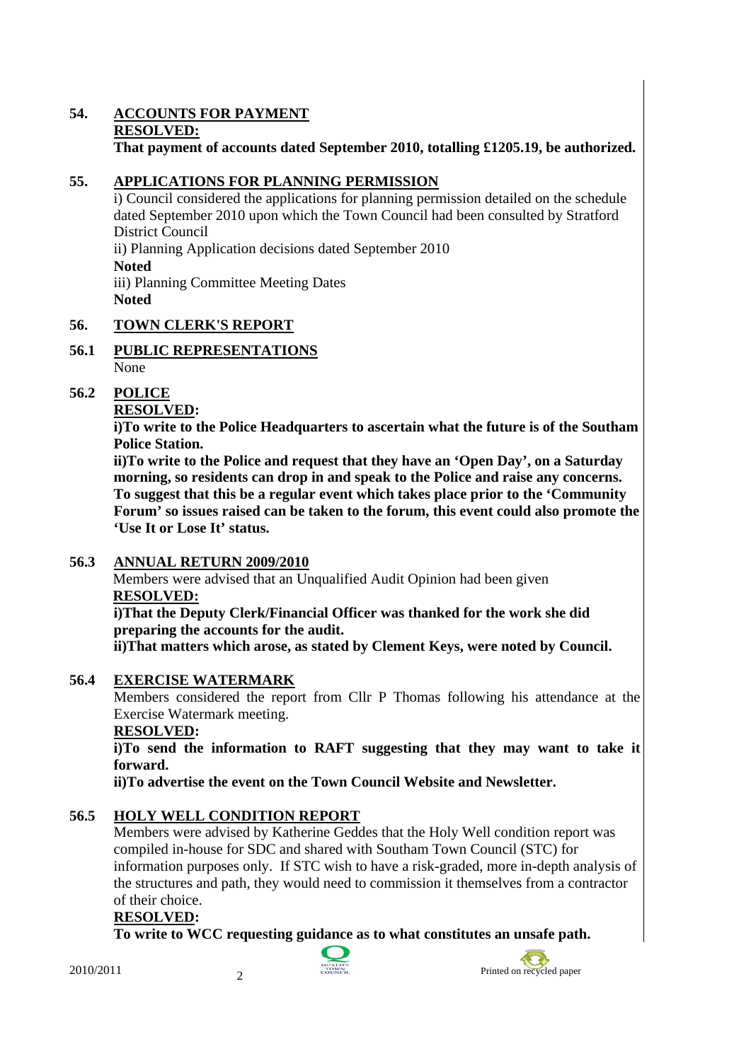## 54. ACCOUNTS FOR PAYMENT

**RESOLVED:**

**That payment of accounts dated September 2010, totalling £1205.19, be authorized.**

## 55. APPLICATIONS FOR PLANNING PERMISSION

i) Council considered the applications for planning permission detailed on the schedule dated September 2010 upon which the Town Council had been consulted by Stratford District Council

ii) Planning Application decisions dated September 2010

**Noted**

iii) Planning Committee Meeting Dates

**Noted**

## 56. TOWN CLERK'S REPORT

### 56.1 PUBLIC REPRESENTATIONS

None

### 56.2 POLICE

**RESOLVED:**

**i)To write to the Police Headquarters to ascertain what the future is of the Southam Police Station.**

**ii)To write to the Police and request that they have an 'Open Day', on a Saturday morning, so residents can drop in and speak to the Police and raise any concerns. To suggest that this be a regular event which takes place prior to the 'Community Forum' so issues raised can be taken to the forum, this event could also promote the 'Use It or Lose It' status.**

### 56.3 ANNUAL RETURN 2009/2010

Members were advised that an Unqualified Audit Opinion had been given

**RESOLVED:**

**i)That the Deputy Clerk/Financial Officer was thanked for the work she did preparing the accounts for the audit.**

**ii)That matters which arose, as stated by Clement Keys, were noted by Council.**

### 56.4 EXERCISE WATERMARK

Members considered the report from Cllr P Thomas following his attendance at the Exercise Watermark meeting.

**RESOLVED:**

**i)To send the information to RAFT suggesting that they may want to take it forward.**

**ii)To advertise the event on the Town Council Website and Newsletter.**

### 56.5 HOLY WELL CONDITION REPORT

Members were advised by Katherine Geddes that the Holy Well condition report was compiled in-house for SDC and shared with Southam Town Council (STC) for information purposes only. If STC wish to have a risk-graded, more in-depth analysis of the structures and path, they would need to commission it themselves from a contractor of their choice.

**RESOLVED:**

**To write to WCC requesting guidance as to what constitutes an unsafe path.**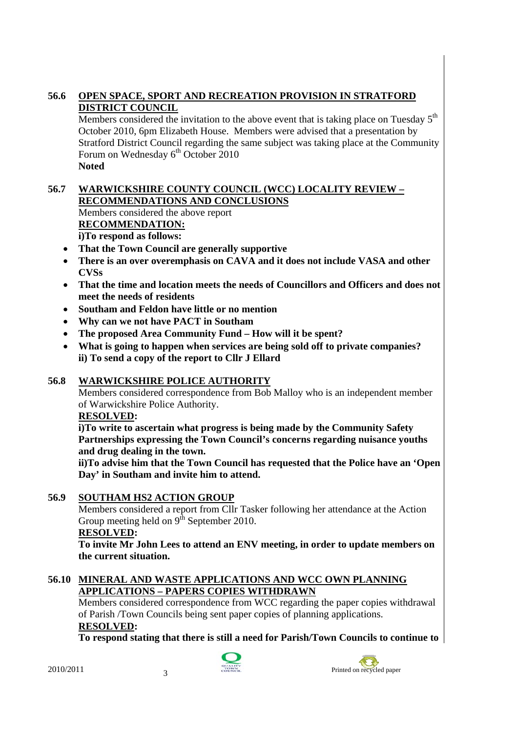## 56.6 OPEN SPACE, SPORT AND RECREATION PROVISION IN STRATFORD DISTRICT COUNCIL

Members considered the invitation to the above event that is taking place on Tuesday 5th October 2010, 6pm Elizabeth House. Members were advised that a presentation by Stratford District Council regarding the same subject was taking place at the Community Forum on Wednesday 6th October 2010

**Noted**

## 56.7 WARWICKSHIRE COUNTY COUNCIL (WCC) LOCALITY REVIEW – RECOMMENDATIONS AND CONCLUSIONS

Members considered the above report

**RECOMMENDATION:**

**i)To respond as follows:**

- **That the Town Council are generally supportive**
- **There is an over overemphasis on CAVA and it does not include VASA and other CVSs**
- **That the time and location meets the needs of Councillors and Officers and does not meet the needs of residents**
- **Southam and Feldon have little or no mention**
- **Why can we not have PACT in Southam**
- **The proposed Area Community Fund – How will it be spent?**
- **What is going to happen when services are being sold off to private companies?**

**ii) To send a copy of the report to Cllr J Ellard**

## 56.8 WARWICKSHIRE POLICE AUTHORITY

Members considered correspondence from Bob Malloy who is an independent member of Warwickshire Police Authority.

**RESOLVED:**

**i)To write to ascertain what progress is being made by the Community Safety Partnerships expressing the Town Council's concerns regarding nuisance youths and drug dealing in the town.**

**ii)To advise him that the Town Council has requested that the Police have an 'Open Day' in Southam and invite him to attend.**

## 56.9 SOUTHAM HS2 ACTION GROUP

Members considered a report from Cllr Tasker following her attendance at the Action Group meeting held on 9th September 2010.

**RESOLVED:**

**To invite Mr John Lees to attend an ENV meeting, in order to update members on the current situation.**

## 56.10 MINERAL AND WASTE APPLICATIONS AND WCC OWN PLANNING APPLICATIONS – PAPERS COPIES WITHDRAWN

Members considered correspondence from WCC regarding the paper copies withdrawal of Parish /Town Councils being sent paper copies of planning applications.

**RESOLVED:**

**To respond stating that there is still a need for Parish/Town Councils to continue to**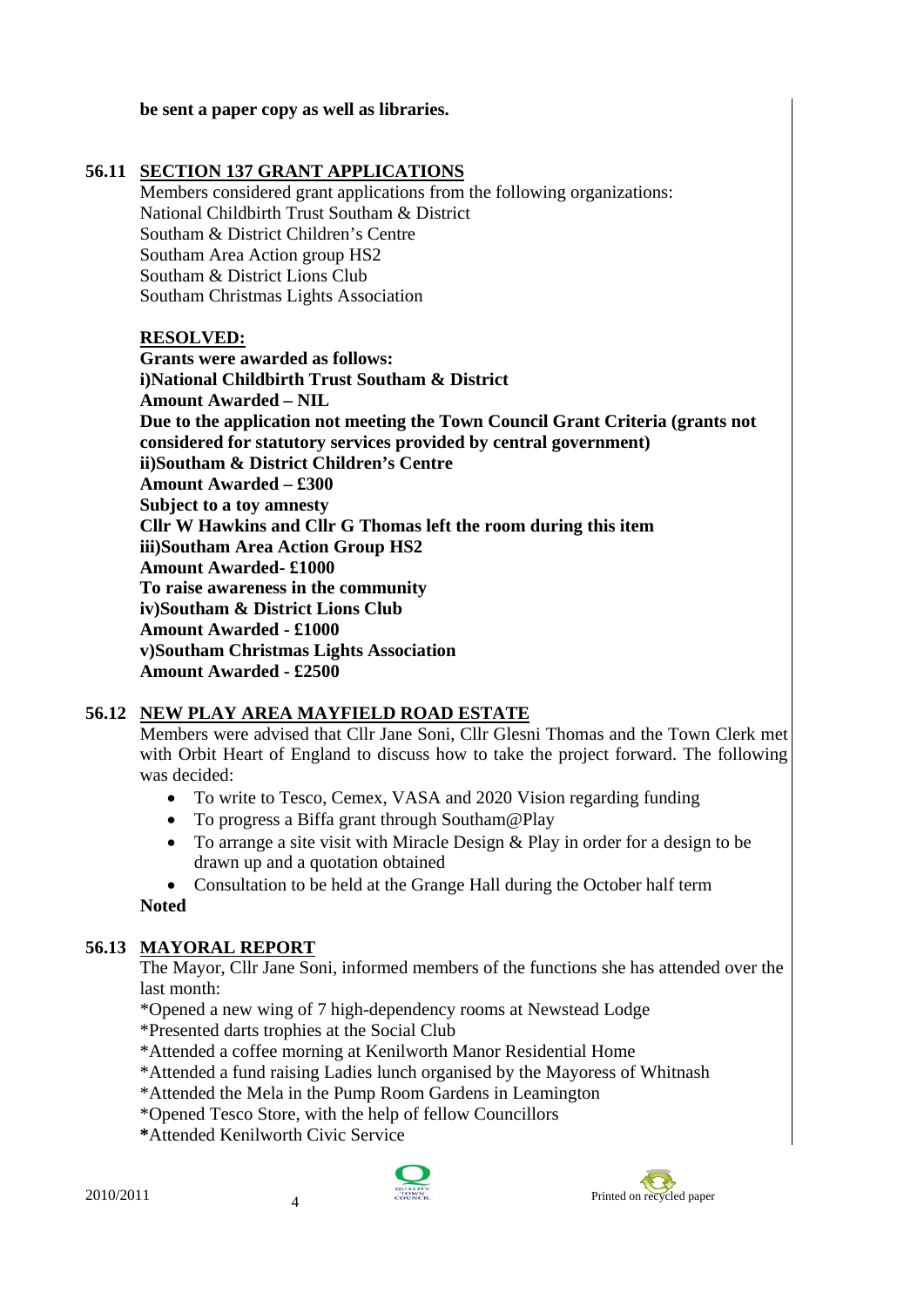**be sent a paper copy as well as libraries.**

## 56.11 SECTION 137 GRANT APPLICATIONS

Members considered grant applications from the following organizations:
National Childbirth Trust Southam & District
Southam & District Children's Centre
Southam Area Action group HS2
Southam & District Lions Club
Southam Christmas Lights Association

**RESOLVED:**

**Grants were awarded as follows:**
**i)National Childbirth Trust Southam & District**
**Amount Awarded – NIL**
**Due to the application not meeting the Town Council Grant Criteria (grants not considered for statutory services provided by central government)**
**ii)Southam & District Children's Centre**
**Amount Awarded – £300**
**Subject to a toy amnesty**
**Cllr W Hawkins and Cllr G Thomas left the room during this item**
**iii)Southam Area Action Group HS2**
**Amount Awarded- £1000**
**To raise awareness in the community**
**iv)Southam & District Lions Club**
**Amount Awarded - £1000**
**v)Southam Christmas Lights Association**
**Amount Awarded - £2500**

## 56.12 NEW PLAY AREA MAYFIELD ROAD ESTATE

Members were advised that Cllr Jane Soni, Cllr Glesni Thomas and the Town Clerk met with Orbit Heart of England to discuss how to take the project forward. The following was decided:

- To write to Tesco, Cemex, VASA and 2020 Vision regarding funding
- To progress a Biffa grant through Southam@Play
- To arrange a site visit with Miracle Design & Play in order for a design to be drawn up and a quotation obtained
- Consultation to be held at the Grange Hall during the October half term

**Noted**

## 56.13 MAYORAL REPORT

The Mayor, Cllr Jane Soni, informed members of the functions she has attended over the last month:

*Opened a new wing of 7 high-dependency rooms at Newstead Lodge
*Presented darts trophies at the Social Club
*Attended a coffee morning at Kenilworth Manor Residential Home
*Attended a fund raising Ladies lunch organised by the Mayoress of Whitnash
*Attended the Mela in the Pump Room Gardens in Leamington
*Opened Tesco Store, with the help of fellow Councillors
*Attended Kenilworth Civic Service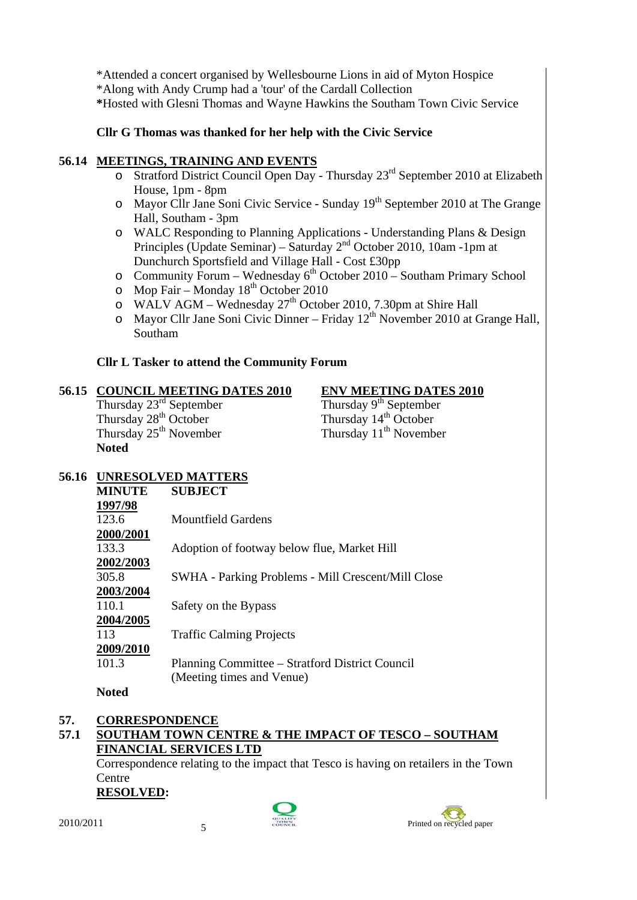*Attended a concert organised by Wellesbourne Lions in aid of Myton Hospice
*Along with Andy Crump had a 'tour' of the Cardall Collection
**\***Hosted with Glesni Thomas and Wayne Hawkins the Southam Town Civic Service

**Cllr G Thomas was thanked for her help with the Civic Service**

## 56.14 MEETINGS, TRAINING AND EVENTS

- Stratford District Council Open Day - Thursday 23rd September 2010 at Elizabeth House, 1pm - 8pm
- Mayor Cllr Jane Soni Civic Service - Sunday 19th September 2010 at The Grange Hall, Southam - 3pm
- WALC Responding to Planning Applications - Understanding Plans & Design Principles (Update Seminar) – Saturday 2nd October 2010, 10am -1pm at Dunchurch Sportsfield and Village Hall - Cost £30pp
- Community Forum – Wednesday 6th October 2010 – Southam Primary School
- Mop Fair – Monday 18th October 2010
- WALV AGM – Wednesday 27th October 2010, 7.30pm at Shire Hall
- Mayor Cllr Jane Soni Civic Dinner – Friday 12th November 2010 at Grange Hall, Southam

**Cllr L Tasker to attend the Community Forum**

## 56.15 COUNCIL MEETING DATES 2010

| COUNCIL MEETING DATES 2010 | ENV MEETING DATES 2010 |
|---|---|
| Thursday 23rd September | Thursday 9th September |
| Thursday 28th October | Thursday 14th October |
| Thursday 25th November | Thursday 11th November |

**Noted**

## 56.16 UNRESOLVED MATTERS

| MINUTE | SUBJECT |
|---|---|
| **1997/98** | |
| 123.6 | Mountfield Gardens |
| **2000/2001** | |
| 133.3 | Adoption of footway below flue, Market Hill |
| **2002/2003** | |
| 305.8 | SWHA - Parking Problems - Mill Crescent/Mill Close |
| **2003/2004** | |
| 110.1 | Safety on the Bypass |
| **2004/2005** | |
| 113 | Traffic Calming Projects |
| **2009/2010** | |
| 101.3 | Planning Committee – Stratford District Council (Meeting times and Venue) |

**Noted**

## 57. CORRESPONDENCE

### 57.1 SOUTHAM TOWN CENTRE & THE IMPACT OF TESCO – SOUTHAM FINANCIAL SERVICES LTD

Correspondence relating to the impact that Tesco is having on retailers in the Town Centre

**RESOLVED:**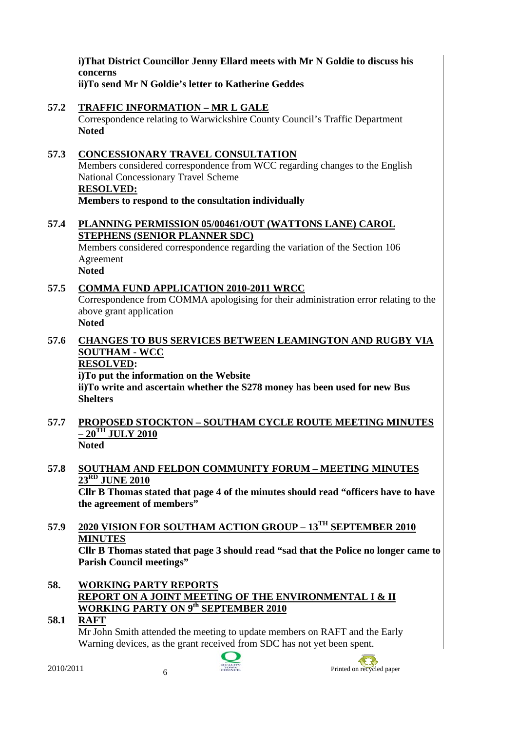**i)That District Councillor Jenny Ellard meets with Mr N Goldie to discuss his concerns**
**ii)To send Mr N Goldie's letter to Katherine Geddes**

**57.2 TRAFFIC INFORMATION – MR L GALE**
Correspondence relating to Warwickshire County Council's Traffic Department
**Noted**

**57.3 CONCESSIONARY TRAVEL CONSULTATION**
Members considered correspondence from WCC regarding changes to the English National Concessionary Travel Scheme
**RESOLVED:**
**Members to respond to the consultation individually**

**57.4 PLANNING PERMISSION 05/00461/OUT (WATTONS LANE) CAROL STEPHENS (SENIOR PLANNER SDC)**
Members considered correspondence regarding the variation of the Section 106 Agreement
**Noted**

**57.5 COMMA FUND APPLICATION 2010-2011 WRCC**
Correspondence from COMMA apologising for their administration error relating to the above grant application
**Noted**

**57.6 CHANGES TO BUS SERVICES BETWEEN LEAMINGTON AND RUGBY VIA SOUTHAM - WCC**
**RESOLVED:**
**i)To put the information on the Website**
**ii)To write and ascertain whether the S278 money has been used for new Bus Shelters**

**57.7 PROPOSED STOCKTON – SOUTHAM CYCLE ROUTE MEETING MINUTES – 20TH JULY 2010**
**Noted**

**57.8 SOUTHAM AND FELDON COMMUNITY FORUM – MEETING MINUTES 23RD JUNE 2010**
**Cllr B Thomas stated that page 4 of the minutes should read "officers have to have the agreement of members"**

**57.9 2020 VISION FOR SOUTHAM ACTION GROUP – 13TH SEPTEMBER 2010 MINUTES**
**Cllr B Thomas stated that page 3 should read "sad that the Police no longer came to Parish Council meetings"**

**58. WORKING PARTY REPORTS**
**REPORT ON A JOINT MEETING OF THE ENVIRONMENTAL I & II WORKING PARTY ON 9th SEPTEMBER 2010**

**58.1 RAFT**
Mr John Smith attended the meeting to update members on RAFT and the Early Warning devices, as the grant received from SDC has not yet been spent.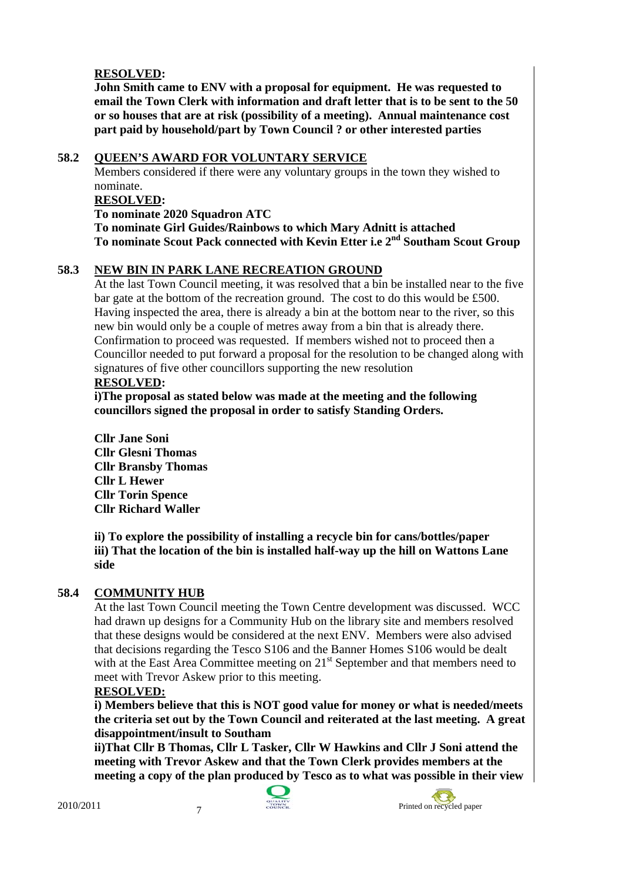**RESOLVED:**

**John Smith came to ENV with a proposal for equipment. He was requested to email the Town Clerk with information and draft letter that is to be sent to the 50 or so houses that are at risk (possibility of a meeting). Annual maintenance cost part paid by household/part by Town Council ? or other interested parties**

## 58.2 QUEEN'S AWARD FOR VOLUNTARY SERVICE

Members considered if there were any voluntary groups in the town they wished to nominate.

**RESOLVED:**

**To nominate 2020 Squadron ATC**
**To nominate Girl Guides/Rainbows to which Mary Adnitt is attached**
**To nominate Scout Pack connected with Kevin Etter i.e 2nd Southam Scout Group**

## 58.3 NEW BIN IN PARK LANE RECREATION GROUND

At the last Town Council meeting, it was resolved that a bin be installed near to the five bar gate at the bottom of the recreation ground. The cost to do this would be £500. Having inspected the area, there is already a bin at the bottom near to the river, so this new bin would only be a couple of metres away from a bin that is already there. Confirmation to proceed was requested. If members wished not to proceed then a Councillor needed to put forward a proposal for the resolution to be changed along with signatures of five other councillors supporting the new resolution

**RESOLVED:**

**i)The proposal as stated below was made at the meeting and the following councillors signed the proposal in order to satisfy Standing Orders.**

**Cllr Jane Soni**
**Cllr Glesni Thomas**
**Cllr Bransby Thomas**
**Cllr L Hewer**
**Cllr Torin Spence**
**Cllr Richard Waller**

**ii) To explore the possibility of installing a recycle bin for cans/bottles/paper**
**iii) That the location of the bin is installed half-way up the hill on Wattons Lane side**

## 58.4 COMMUNITY HUB

At the last Town Council meeting the Town Centre development was discussed. WCC had drawn up designs for a Community Hub on the library site and members resolved that these designs would be considered at the next ENV. Members were also advised that decisions regarding the Tesco S106 and the Banner Homes S106 would be dealt with at the East Area Committee meeting on 21st September and that members need to meet with Trevor Askew prior to this meeting.

**RESOLVED:**

**i) Members believe that this is NOT good value for money or what is needed/meets the criteria set out by the Town Council and reiterated at the last meeting. A great disappointment/insult to Southam**

**ii)That Cllr B Thomas, Cllr L Tasker, Cllr W Hawkins and Cllr J Soni attend the meeting with Trevor Askew and that the Town Clerk provides members at the meeting a copy of the plan produced by Tesco as to what was possible in their view**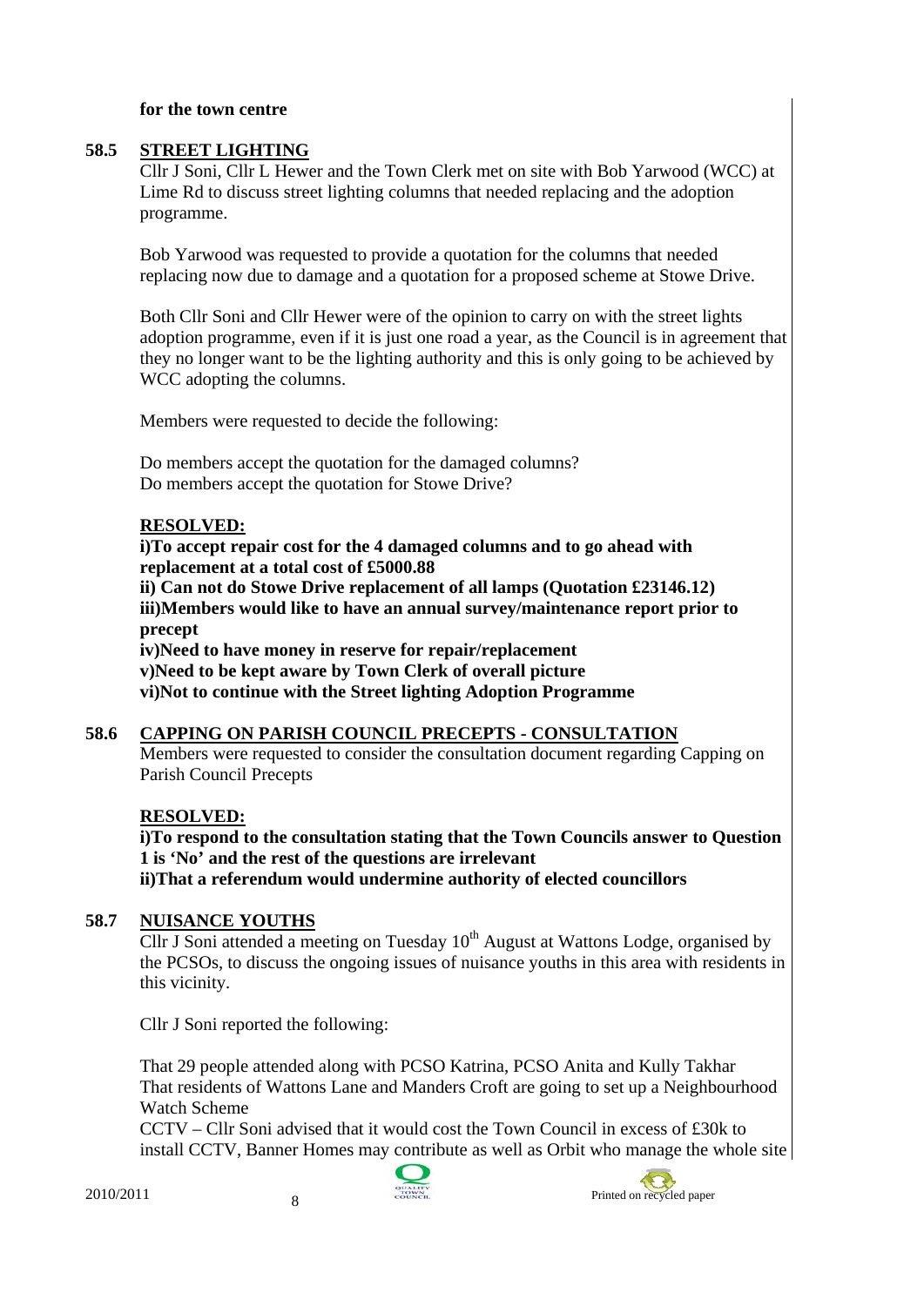**for the town centre**

## 58.5 STREET LIGHTING

Cllr J Soni, Cllr L Hewer and the Town Clerk met on site with Bob Yarwood (WCC) at Lime Rd to discuss street lighting columns that needed replacing and the adoption programme.

Bob Yarwood was requested to provide a quotation for the columns that needed replacing now due to damage and a quotation for a proposed scheme at Stowe Drive.

Both Cllr Soni and Cllr Hewer were of the opinion to carry on with the street lights adoption programme, even if it is just one road a year, as the Council is in agreement that they no longer want to be the lighting authority and this is only going to be achieved by WCC adopting the columns.

Members were requested to decide the following:

Do members accept the quotation for the damaged columns?
Do members accept the quotation for Stowe Drive?

**RESOLVED:**

**i)To accept repair cost for the 4 damaged columns and to go ahead with replacement at a total cost of £5000.88**
**ii) Can not do Stowe Drive replacement of all lamps (Quotation £23146.12)**
**iii)Members would like to have an annual survey/maintenance report prior to precept**
**iv)Need to have money in reserve for repair/replacement**
**v)Need to be kept aware by Town Clerk of overall picture**
**vi)Not to continue with the Street lighting Adoption Programme**

## 58.6 CAPPING ON PARISH COUNCIL PRECEPTS - CONSULTATION

Members were requested to consider the consultation document regarding Capping on Parish Council Precepts

**RESOLVED:**

**i)To respond to the consultation stating that the Town Councils answer to Question 1 is 'No' and the rest of the questions are irrelevant**
**ii)That a referendum would undermine authority of elected councillors**

## 58.7 NUISANCE YOUTHS

Cllr J Soni attended a meeting on Tuesday 10th August at Wattons Lodge, organised by the PCSOs, to discuss the ongoing issues of nuisance youths in this area with residents in this vicinity.

Cllr J Soni reported the following:

That 29 people attended along with PCSO Katrina, PCSO Anita and Kully Takhar
That residents of Wattons Lane and Manders Croft are going to set up a Neighbourhood Watch Scheme
CCTV – Cllr Soni advised that it would cost the Town Council in excess of £30k to install CCTV, Banner Homes may contribute as well as Orbit who manage the whole site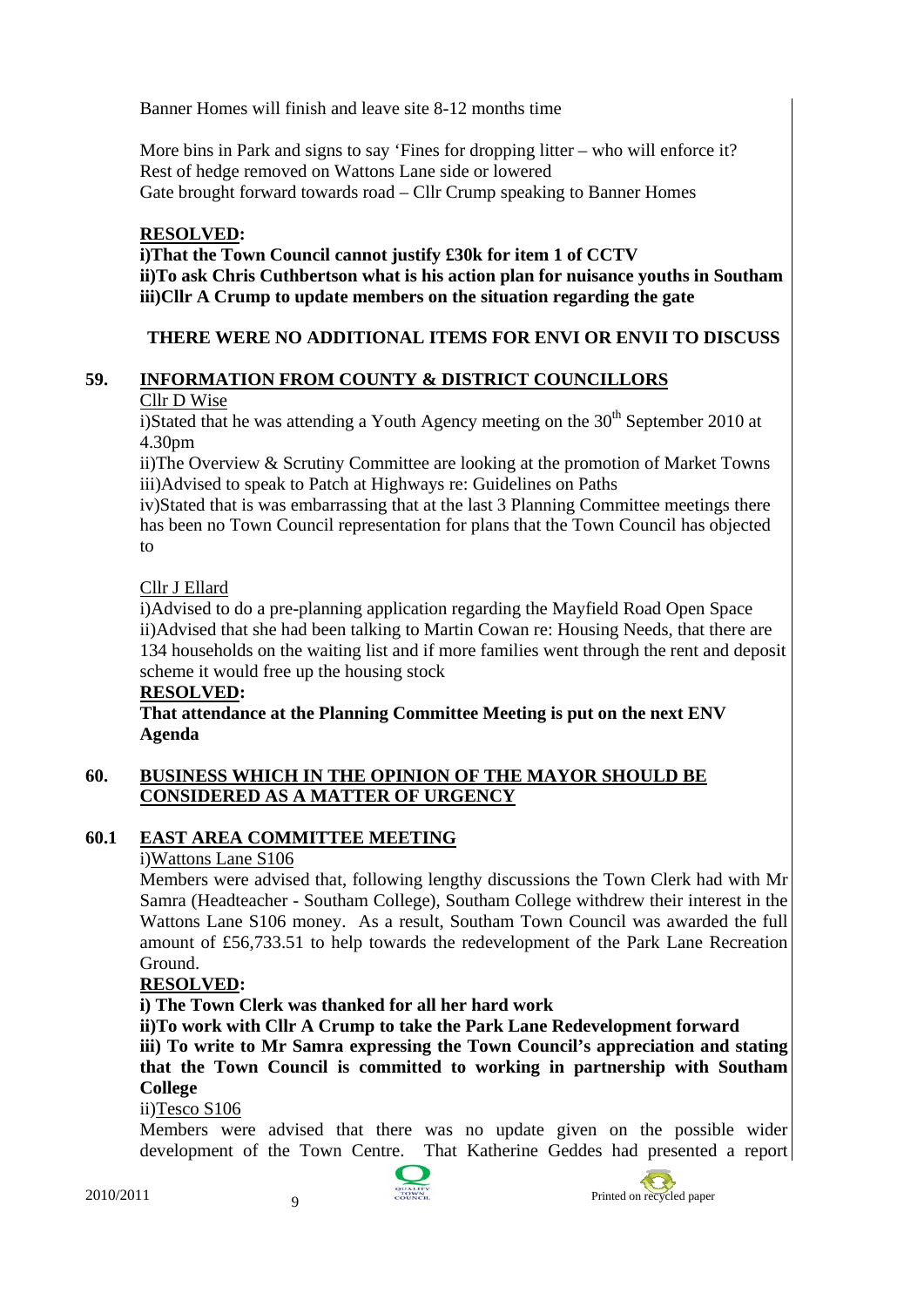Banner Homes will finish and leave site 8-12 months time

More bins in Park and signs to say 'Fines for dropping litter – who will enforce it?
Rest of hedge removed on Wattons Lane side or lowered
Gate brought forward towards road – Cllr Crump speaking to Banner Homes

**RESOLVED:**

**i)That the Town Council cannot justify £30k for item 1 of CCTV**
**ii)To ask Chris Cuthbertson what is his action plan for nuisance youths in Southam**
**iii)Cllr A Crump to update members on the situation regarding the gate**

**THERE WERE NO ADDITIONAL ITEMS FOR ENVI OR ENVII TO DISCUSS**

## 59. INFORMATION FROM COUNTY & DISTRICT COUNCILLORS

Cllr D Wise

i)Stated that he was attending a Youth Agency meeting on the 30th September 2010 at 4.30pm
ii)The Overview & Scrutiny Committee are looking at the promotion of Market Towns
iii)Advised to speak to Patch at Highways re: Guidelines on Paths
iv)Stated that is was embarrassing that at the last 3 Planning Committee meetings there has been no Town Council representation for plans that the Town Council has objected to

Cllr J Ellard

i)Advised to do a pre-planning application regarding the Mayfield Road Open Space
ii)Advised that she had been talking to Martin Cowan re: Housing Needs, that there are 134 households on the waiting list and if more families went through the rent and deposit scheme it would free up the housing stock

**RESOLVED:**

**That attendance at the Planning Committee Meeting is put on the next ENV Agenda**

## 60. BUSINESS WHICH IN THE OPINION OF THE MAYOR SHOULD BE CONSIDERED AS A MATTER OF URGENCY

### 60.1 EAST AREA COMMITTEE MEETING

i)Wattons Lane S106

Members were advised that, following lengthy discussions the Town Clerk had with Mr Samra (Headteacher - Southam College), Southam College withdrew their interest in the Wattons Lane S106 money. As a result, Southam Town Council was awarded the full amount of £56,733.51 to help towards the redevelopment of the Park Lane Recreation Ground.

**RESOLVED:**

**i) The Town Clerk was thanked for all her hard work**
**ii)To work with Cllr A Crump to take the Park Lane Redevelopment forward**
**iii) To write to Mr Samra expressing the Town Council's appreciation and stating that the Town Council is committed to working in partnership with Southam College**

ii)Tesco S106

Members were advised that there was no update given on the possible wider development of the Town Centre. That Katherine Geddes had presented a report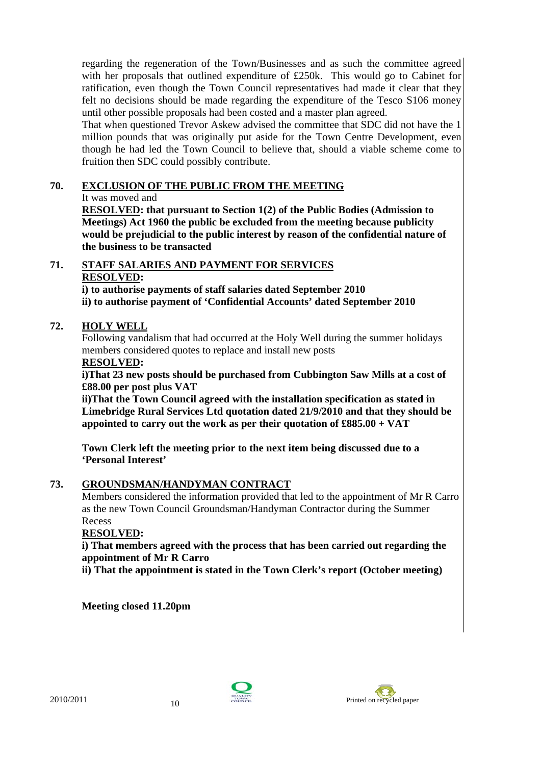regarding the regeneration of the Town/Businesses and as such the committee agreed with her proposals that outlined expenditure of £250k. This would go to Cabinet for ratification, even though the Town Council representatives had made it clear that they felt no decisions should be made regarding the expenditure of the Tesco S106 money until other possible proposals had been costed and a master plan agreed.

That when questioned Trevor Askew advised the committee that SDC did not have the 1 million pounds that was originally put aside for the Town Centre Development, even though he had led the Town Council to believe that, should a viable scheme come to fruition then SDC could possibly contribute.

## 70. EXCLUSION OF THE PUBLIC FROM THE MEETING

It was moved and

**RESOLVED: that pursuant to Section 1(2) of the Public Bodies (Admission to Meetings) Act 1960 the public be excluded from the meeting because publicity would be prejudicial to the public interest by reason of the confidential nature of the business to be transacted**

## 71. STAFF SALARIES AND PAYMENT FOR SERVICES

**RESOLVED:**

**i) to authorise payments of staff salaries dated September 2010**
**ii) to authorise payment of 'Confidential Accounts' dated September 2010**

## 72. HOLY WELL

Following vandalism that had occurred at the Holy Well during the summer holidays members considered quotes to replace and install new posts

**RESOLVED:**

**i)That 23 new posts should be purchased from Cubbington Saw Mills at a cost of £88.00 per post plus VAT**

**ii)That the Town Council agreed with the installation specification as stated in Limebridge Rural Services Ltd quotation dated 21/9/2010 and that they should be appointed to carry out the work as per their quotation of £885.00 + VAT**

**Town Clerk left the meeting prior to the next item being discussed due to a 'Personal Interest'**

## 73. GROUNDSMAN/HANDYMAN CONTRACT

Members considered the information provided that led to the appointment of Mr R Carro as the new Town Council Groundsman/Handyman Contractor during the Summer Recess

**RESOLVED:**

**i) That members agreed with the process that has been carried out regarding the appointment of Mr R Carro**

**ii) That the appointment is stated in the Town Clerk's report (October meeting)**

**Meeting closed 11.20pm**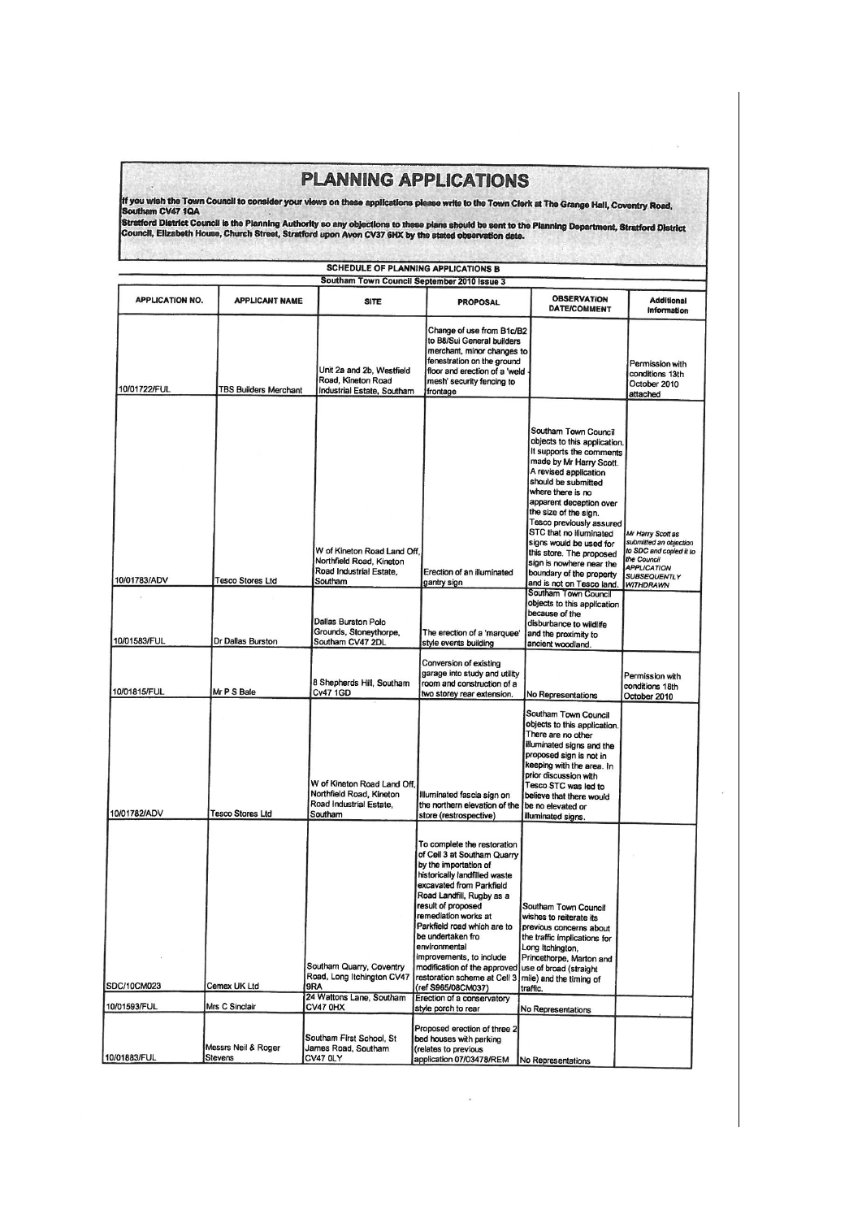# PLANNING APPLICATIONS

**If you wish the Town Council to consider your views on these applications please write to the Town Clerk at The Grange Hall, Coventry Road, Southam CV47 1QA**

**Stratford District Council is the Planning Authority so any objections to these plans should be sent to the Planning Department, Stratford District Council, Elizabeth House, Church Street, Stratford upon Avon CV37 6HX by the stated observation date.**

**SCHEDULE OF PLANNING APPLICATIONS B**

**Southam Town Council September 2010 Issue 3**

| APPLICATION NO. | APPLICANT NAME | SITE | PROPOSAL | OBSERVATION DATE/COMMENT | Additional Information |
|---|---|---|---|---|---|
| 10/01722/FUL | TBS Builders Merchant | Unit 2a and 2b, Westfield Road, Kineton Road Industrial Estate, Southam | Change of use from B1c/B2 to B8/Sui General builders merchant, minor changes to fenestration on the ground floor and erection of a 'weld mesh' security fencing to frontage | | Permission with conditions 13th October 2010 attached |
| 10/01783/ADV | Tesco Stores Ltd | W of Kineton Road Land Off, Northfield Road, Kineton Road Industrial Estate, Southam | Erection of an illuminated gantry sign | Southam Town Council objects to this application. It supports the comments made by Mr Harry Scott. A revised application should be submitted where there is no apparent deception over the size of the sign. Tesco previously assured STC that no illuminated signs would be used for this store. The proposed sign is nowhere near the boundary of the property and is not on Tesco land. | *Mr Harry Scott as submitted an objection to SDC and copied it to the Council* *APPLICATION SUBSEQUENTLY WITHDRAWN* |
| 10/01583/FUL | Dr Dallas Burston | Dallas Burston Polo Grounds, Stoneythorpe, Southam CV47 2DL | The erection of a 'marquee' style events building | Southam Town Council objects to this application because of the disturbance to wildlife and the proximity to ancient woodland. | |
| 10/01815/FUL | Mr P S Bale | 8 Shepherds Hill, Southam CV47 1GD | Conversion of existing garage into study and utility room and construction of a two storey rear extension. | No Representations | Permission with conditions 18th October 2010 |
| 10/01782/ADV | Tesco Stores Ltd | W of Kineton Road Land Off, Northfield Road, Kineton Road Industrial Estate, Southam | Illuminated fascia sign on the northern elevation of the store (restrospective) | Southam Town Council objects to this application. There are no other illuminated signs and the proposed sign is not in keeping with the area. In prior discussion with Tesco STC was led to believe that there would be no elevated or illuminated signs. | |
| SDC/10CM023 | Cemex UK Ltd | Southam Quarry, Coventry Road, Long Itchington CV47 9RA | To complete the restoration of Cell 3 at Southam Quarry by the importation of historically landfilled waste excavated from Parkfield Road Landfill, Rugby as a result of proposed remediation works at Parkfield road which are to be undertaken fro environmental improvements, to include modification of the approved restoration scheme at Cell 3 (ref S965/08CM037) | Southam Town Council wishes to reiterate its previous concerns about the traffic implications for Long Itchington, Princethorpe, Marton and use of broad (straight mile) and the timing of traffic. | |
| 10/01593/FUL | Mrs C Sinclair | 24 Wattons Lane, Southam CV47 0HX | Erection of a conservatory style porch to rear | No Representations | |
| 10/01883/FUL | Messrs Neil & Roger Stevens | Southam First School, St James Road, Southam CV47 0LY | Proposed erection of three 2 bed houses with parking (relates to previous application 07/03478/REM | No Representations | |